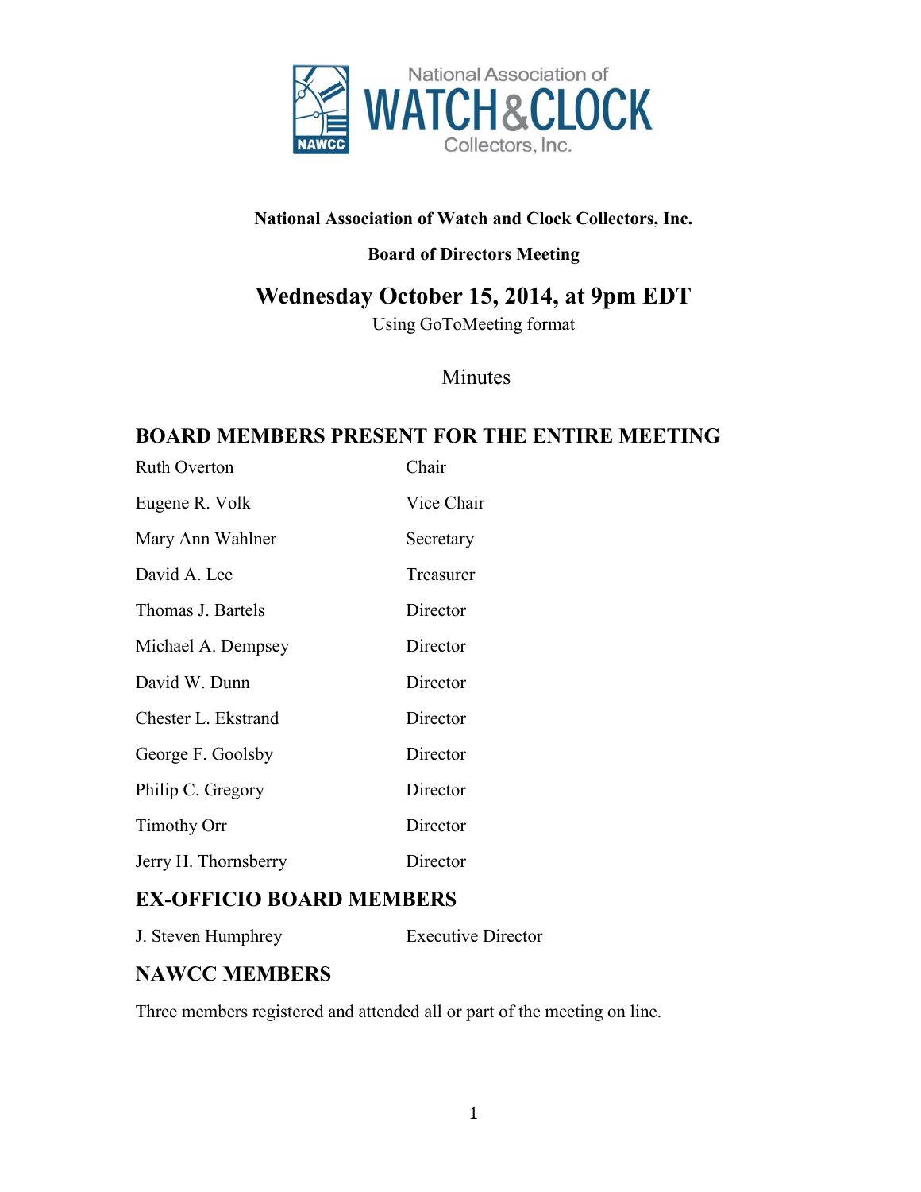**National Association of Watch and Clock Collectors, Inc.**

**Board of Directors Meeting**

# Wednesday October 15, 2014, at 9pm EDT

Using GoToMeeting format

Minutes

## BOARD MEMBERS PRESENT FOR THE ENTIRE MEETING

| | |
|---|---|
| Ruth Overton | Chair |
| Eugene R. Volk | Vice Chair |
| Mary Ann Wahlner | Secretary |
| David A. Lee | Treasurer |
| Thomas J. Bartels | Director |
| Michael A. Dempsey | Director |
| David W. Dunn | Director |
| Chester L. Ekstrand | Director |
| George F. Goolsby | Director |
| Philip C. Gregory | Director |
| Timothy Orr | Director |
| Jerry H. Thornsberry | Director |

## EX-OFFICIO BOARD MEMBERS

| | |
|---|---|
| J. Steven Humphrey | Executive Director |

## NAWCC MEMBERS

Three members registered and attended all or part of the meeting on line.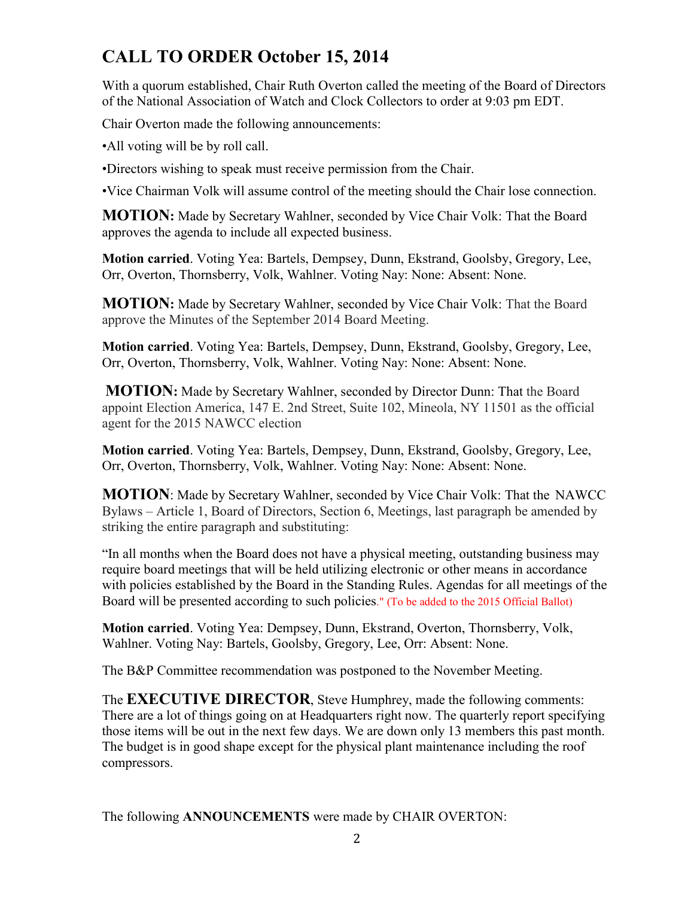# CALL TO ORDER October 15, 2014

With a quorum established, Chair Ruth Overton called the meeting of the Board of Directors of the National Association of Watch and Clock Collectors to order at 9:03 pm EDT.

Chair Overton made the following announcements:

•All voting will be by roll call.

•Directors wishing to speak must receive permission from the Chair.

•Vice Chairman Volk will assume control of the meeting should the Chair lose connection.

**MOTION:** Made by Secretary Wahlner, seconded by Vice Chair Volk: That the Board approves the agenda to include all expected business.

**Motion carried**. Voting Yea: Bartels, Dempsey, Dunn, Ekstrand, Goolsby, Gregory, Lee, Orr, Overton, Thornsberry, Volk, Wahlner. Voting Nay: None: Absent: None.

**MOTION:** Made by Secretary Wahlner, seconded by Vice Chair Volk: That the Board approve the Minutes of the September 2014 Board Meeting.

**Motion carried**. Voting Yea: Bartels, Dempsey, Dunn, Ekstrand, Goolsby, Gregory, Lee, Orr, Overton, Thornsberry, Volk, Wahlner. Voting Nay: None: Absent: None.

**MOTION:** Made by Secretary Wahlner, seconded by Director Dunn: That the Board appoint Election America, 147 E. 2nd Street, Suite 102, Mineola, NY 11501 as the official agent for the 2015 NAWCC election

**Motion carried**. Voting Yea: Bartels, Dempsey, Dunn, Ekstrand, Goolsby, Gregory, Lee, Orr, Overton, Thornsberry, Volk, Wahlner. Voting Nay: None: Absent: None.

**MOTION**: Made by Secretary Wahlner, seconded by Vice Chair Volk: That the NAWCC Bylaws – Article 1, Board of Directors, Section 6, Meetings, last paragraph be amended by striking the entire paragraph and substituting:

"In all months when the Board does not have a physical meeting, outstanding business may require board meetings that will be held utilizing electronic or other means in accordance with policies established by the Board in the Standing Rules. Agendas for all meetings of the Board will be presented according to such policies." (To be added to the 2015 Official Ballot)

**Motion carried**. Voting Yea: Dempsey, Dunn, Ekstrand, Overton, Thornsberry, Volk, Wahlner. Voting Nay: Bartels, Goolsby, Gregory, Lee, Orr: Absent: None.

The B&P Committee recommendation was postponed to the November Meeting.

The **EXECUTIVE DIRECTOR**, Steve Humphrey, made the following comments: There are a lot of things going on at Headquarters right now. The quarterly report specifying those items will be out in the next few days. We are down only 13 members this past month. The budget is in good shape except for the physical plant maintenance including the roof compressors.

The following **ANNOUNCEMENTS** were made by CHAIR OVERTON: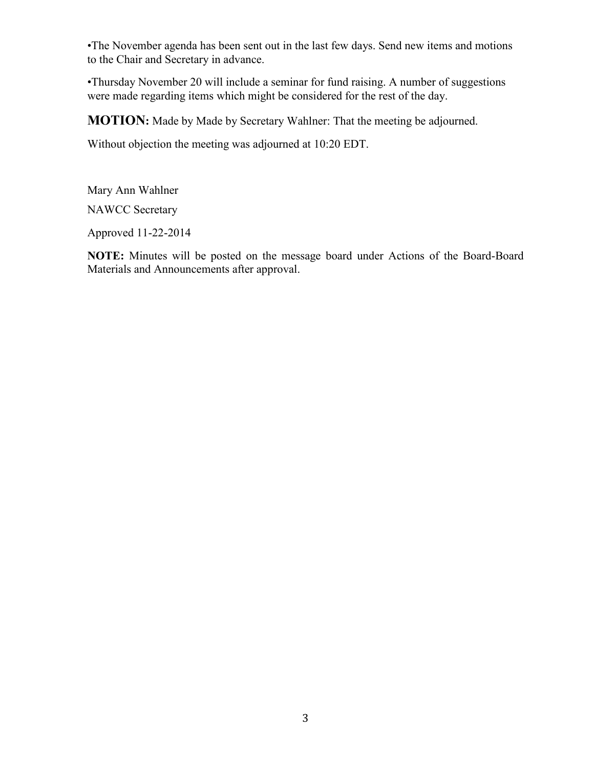•The November agenda has been sent out in the last few days. Send new items and motions to the Chair and Secretary in advance.

•Thursday November 20 will include a seminar for fund raising. A number of suggestions were made regarding items which might be considered for the rest of the day.

**MOTION:** Made by Made by Secretary Wahlner: That the meeting be adjourned.

Without objection the meeting was adjourned at 10:20 EDT.

Mary Ann Wahlner

NAWCC Secretary

Approved 11-22-2014

**NOTE:** Minutes will be posted on the message board under Actions of the Board-Board Materials and Announcements after approval.